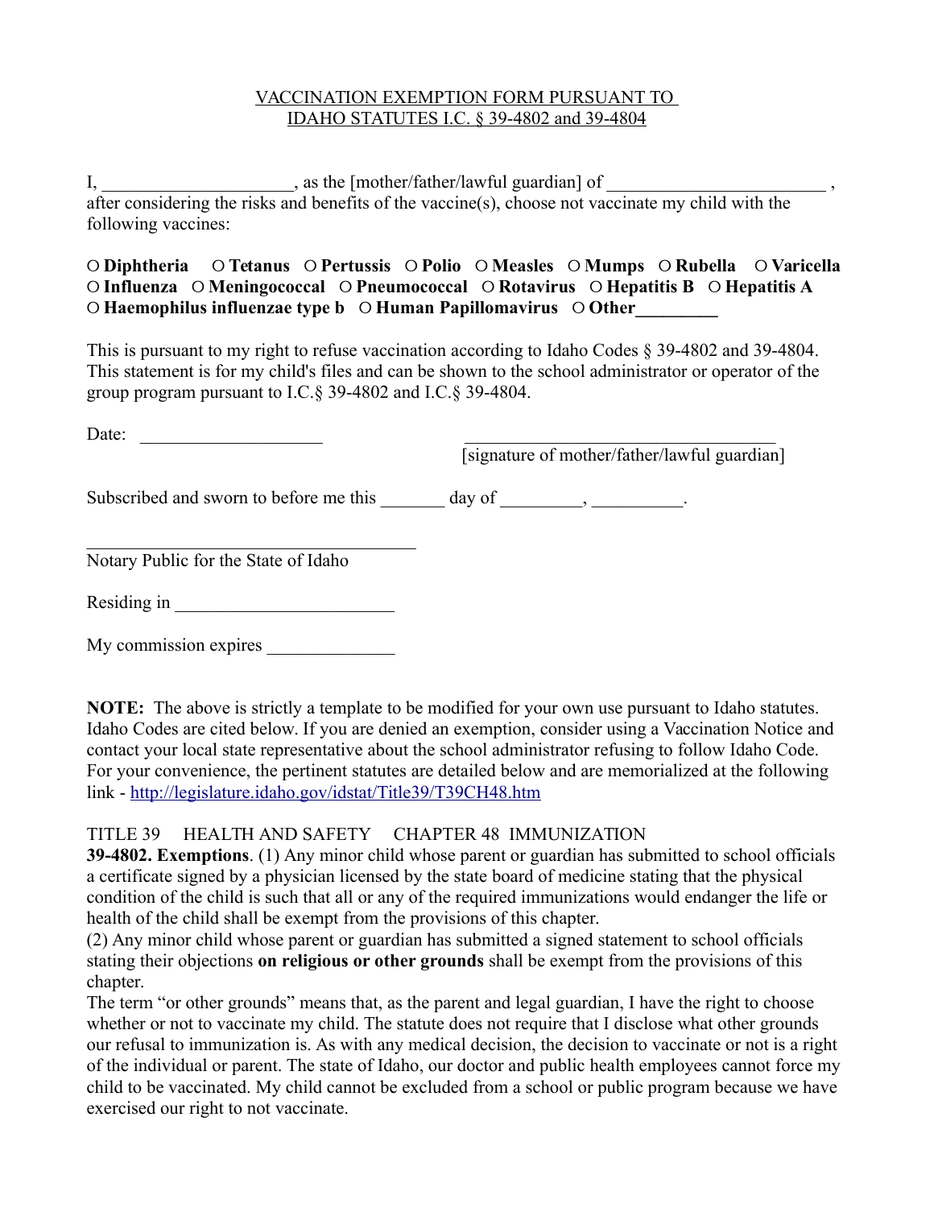VACCINATION EXEMPTION FORM PURSUANT TO
IDAHO STATUTES I.C. § 39-4802 and 39-4804

I, ____________________, as the [mother/father/lawful guardian] of ________________________ , after considering the risks and benefits of the vaccine(s), choose not vaccinate my child with the following vaccines:

**○ Diphtheria ○ Tetanus ○ Pertussis ○ Polio ○ Measles ○ Mumps ○ Rubella ○ Varicella ○ Influenza ○ Meningococcal ○ Pneumococcal ○ Rotavirus ○ Hepatitis B ○ Hepatitis A ○ Haemophilus influenzae type b ○ Human Papillomavirus ○ Other_________**

This is pursuant to my right to refuse vaccination according to Idaho Codes § 39-4802 and 39-4804. This statement is for my child's files and can be shown to the school administrator or operator of the group program pursuant to I.C.§ 39-4802 and I.C.§ 39-4804.

Date: ____________________

___________________________________
[signature of mother/father/lawful guardian]

Subscribed and sworn to before me this _______ day of _________, __________.

_____________________________________
Notary Public for the State of Idaho

Residing in ________________________

My commission expires ______________

**NOTE:** The above is strictly a template to be modified for your own use pursuant to Idaho statutes. Idaho Codes are cited below. If you are denied an exemption, consider using a Vaccination Notice and contact your local state representative about the school administrator refusing to follow Idaho Code. For your convenience, the pertinent statutes are detailed below and are memorialized at the following link - http://legislature.idaho.gov/idstat/Title39/T39CH48.htm

TITLE 39 HEALTH AND SAFETY CHAPTER 48 IMMUNIZATION

**39-4802. Exemptions**. (1) Any minor child whose parent or guardian has submitted to school officials a certificate signed by a physician licensed by the state board of medicine stating that the physical condition of the child is such that all or any of the required immunizations would endanger the life or health of the child shall be exempt from the provisions of this chapter.

(2) Any minor child whose parent or guardian has submitted a signed statement to school officials stating their objections **on religious or other grounds** shall be exempt from the provisions of this chapter.

The term "or other grounds" means that, as the parent and legal guardian, I have the right to choose whether or not to vaccinate my child. The statute does not require that I disclose what other grounds our refusal to immunization is. As with any medical decision, the decision to vaccinate or not is a right of the individual or parent. The state of Idaho, our doctor and public health employees cannot force my child to be vaccinated. My child cannot be excluded from a school or public program because we have exercised our right to not vaccinate.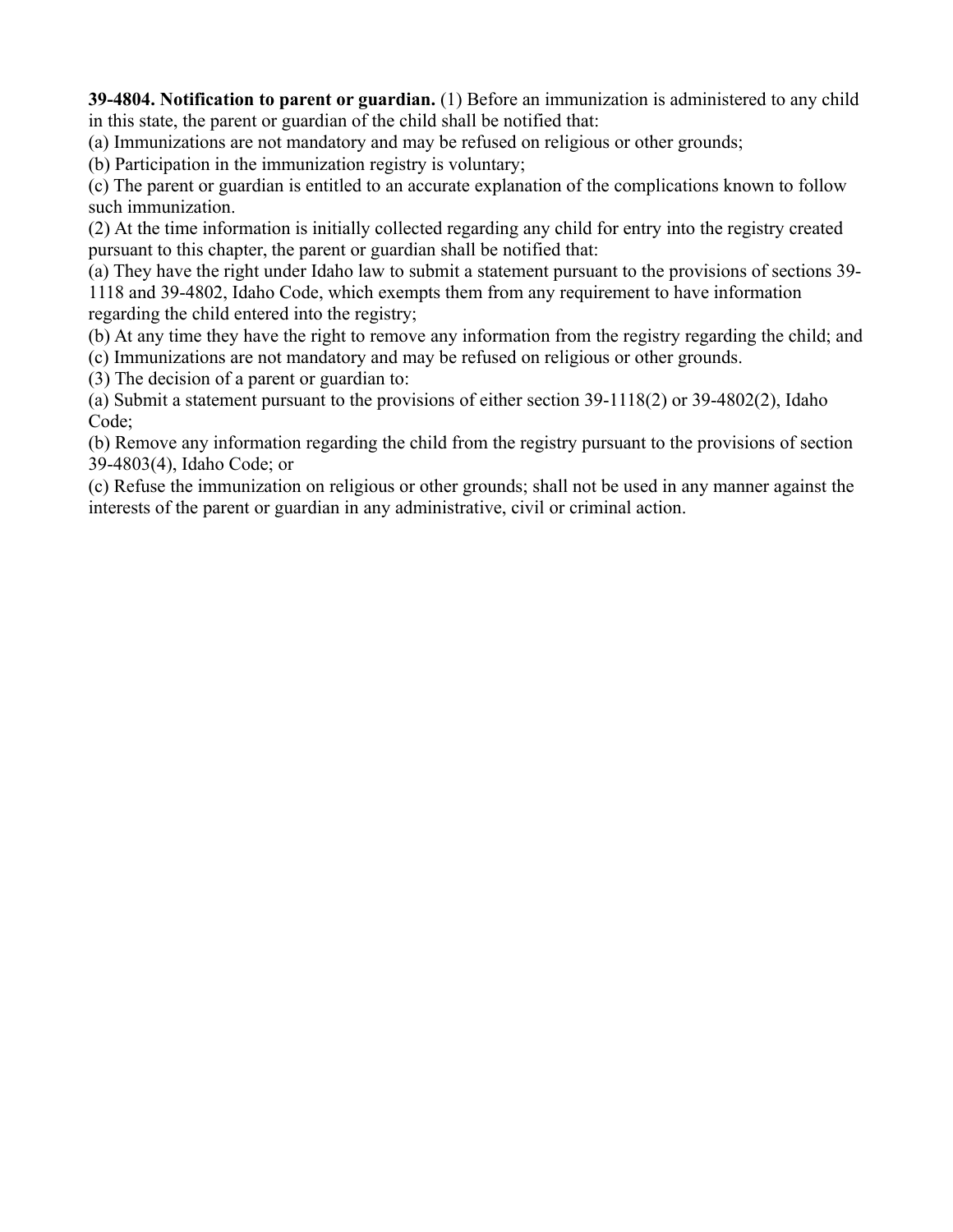**39-4804. Notification to parent or guardian.** (1) Before an immunization is administered to any child in this state, the parent or guardian of the child shall be notified that:

(a) Immunizations are not mandatory and may be refused on religious or other grounds;

(b) Participation in the immunization registry is voluntary;

(c) The parent or guardian is entitled to an accurate explanation of the complications known to follow such immunization.

(2) At the time information is initially collected regarding any child for entry into the registry created pursuant to this chapter, the parent or guardian shall be notified that:

(a) They have the right under Idaho law to submit a statement pursuant to the provisions of sections 39-1118 and 39-4802, Idaho Code, which exempts them from any requirement to have information regarding the child entered into the registry;

(b) At any time they have the right to remove any information from the registry regarding the child; and

(c) Immunizations are not mandatory and may be refused on religious or other grounds.

(3) The decision of a parent or guardian to:

(a) Submit a statement pursuant to the provisions of either section 39-1118(2) or 39-4802(2), Idaho Code;

(b) Remove any information regarding the child from the registry pursuant to the provisions of section 39-4803(4), Idaho Code; or

(c) Refuse the immunization on religious or other grounds; shall not be used in any manner against the interests of the parent or guardian in any administrative, civil or criminal action.